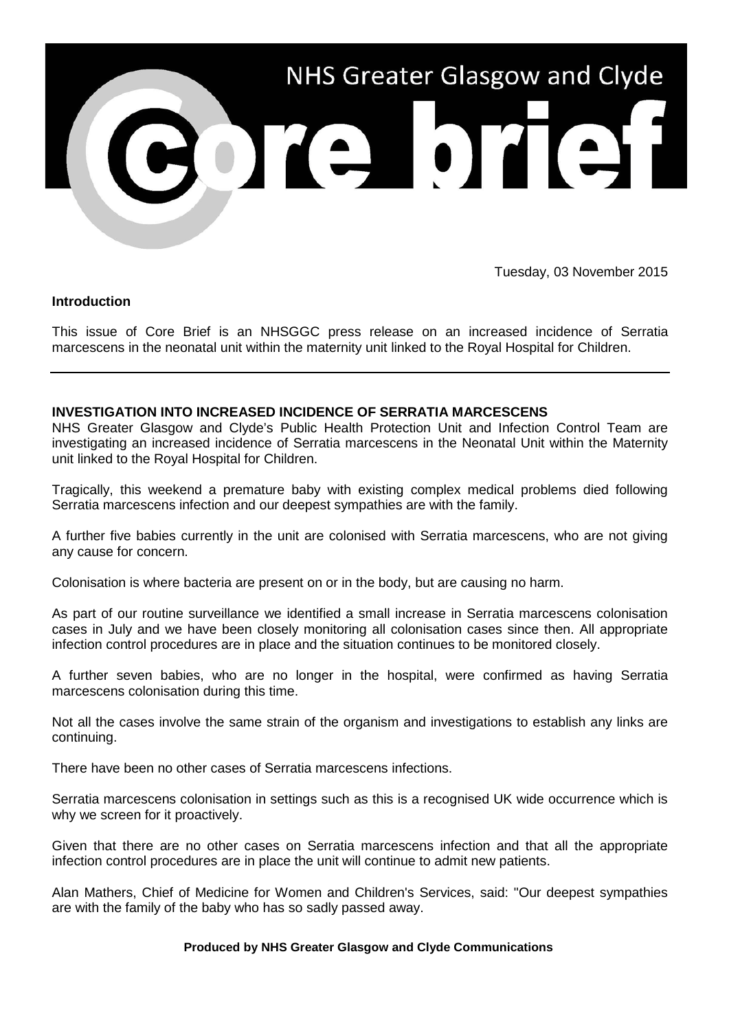# NHS Greater Glasgow and Clyde

# Core brief

Tuesday, 03 November 2015

**Introduction**

This issue of Core Brief is an NHSGGC press release on an increased incidence of Serratia marcescens in the neonatal unit within the maternity unit linked to the Royal Hospital for Children.

---

**INVESTIGATION INTO INCREASED INCIDENCE OF SERRATIA MARCESCENS**

NHS Greater Glasgow and Clyde's Public Health Protection Unit and Infection Control Team are investigating an increased incidence of Serratia marcescens in the Neonatal Unit within the Maternity unit linked to the Royal Hospital for Children.

Tragically, this weekend a premature baby with existing complex medical problems died following Serratia marcescens infection and our deepest sympathies are with the family.

A further five babies currently in the unit are colonised with Serratia marcescens, who are not giving any cause for concern.

Colonisation is where bacteria are present on or in the body, but are causing no harm.

As part of our routine surveillance we identified a small increase in Serratia marcescens colonisation cases in July and we have been closely monitoring all colonisation cases since then. All appropriate infection control procedures are in place and the situation continues to be monitored closely.

A further seven babies, who are no longer in the hospital, were confirmed as having Serratia marcescens colonisation during this time.

Not all the cases involve the same strain of the organism and investigations to establish any links are continuing.

There have been no other cases of Serratia marcescens infections.

Serratia marcescens colonisation in settings such as this is a recognised UK wide occurrence which is why we screen for it proactively.

Given that there are no other cases on Serratia marcescens infection and that all the appropriate infection control procedures are in place the unit will continue to admit new patients.

Alan Mathers, Chief of Medicine for Women and Children's Services, said: "Our deepest sympathies are with the family of the baby who has so sadly passed away.

**Produced by NHS Greater Glasgow and Clyde Communications**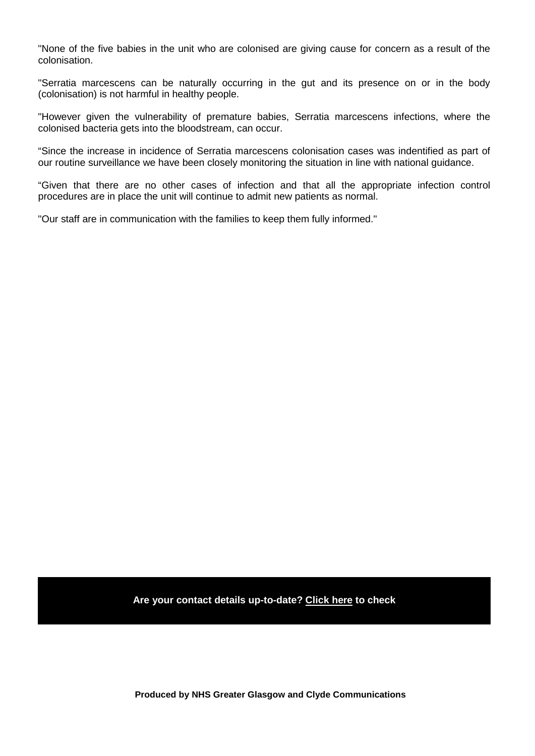"None of the five babies in the unit who are colonised are giving cause for concern as a result of the colonisation.

"Serratia marcescens can be naturally occurring in the gut and its presence on or in the body (colonisation) is not harmful in healthy people.

"However given the vulnerability of premature babies, Serratia marcescens infections, where the colonised bacteria gets into the bloodstream, can occur.

“Since the increase in incidence of Serratia marcescens colonisation cases was indentified as part of our routine surveillance we have been closely monitoring the situation in line with national guidance.

“Given that there are no other cases of infection and that all the appropriate infection control procedures are in place the unit will continue to admit new patients as normal.

"Our staff are in communication with the families to keep them fully informed."

**Are your contact details up-to-date? Click here to check**

**Produced by NHS Greater Glasgow and Clyde Communications**